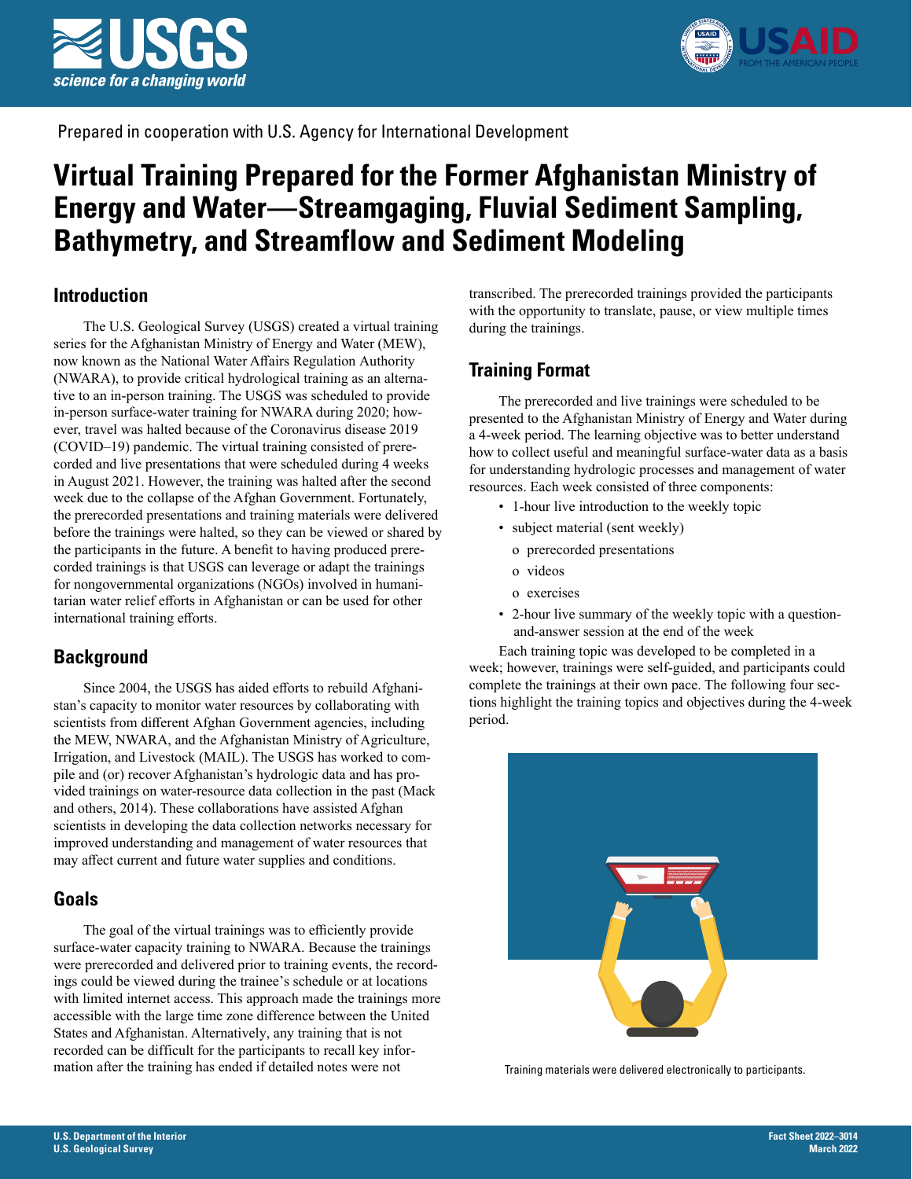Prepared in cooperation with U.S. Agency for International Development

# Virtual Training Prepared for the Former Afghanistan Ministry of Energy and Water—Streamgaging, Fluvial Sediment Sampling, Bathymetry, and Streamflow and Sediment Modeling

## Introduction

The U.S. Geological Survey (USGS) created a virtual training series for the Afghanistan Ministry of Energy and Water (MEW), now known as the National Water Affairs Regulation Authority (NWARA), to provide critical hydrological training as an alternative to an in-person training. The USGS was scheduled to provide in-person surface-water training for NWARA during 2020; however, travel was halted because of the Coronavirus disease 2019 (COVID–19) pandemic. The virtual training consisted of prerecorded and live presentations that were scheduled during 4 weeks in August 2021. However, the training was halted after the second week due to the collapse of the Afghan Government. Fortunately, the prerecorded presentations and training materials were delivered before the trainings were halted, so they can be viewed or shared by the participants in the future. A benefit to having produced prerecorded trainings is that USGS can leverage or adapt the trainings for nongovernmental organizations (NGOs) involved in humanitarian water relief efforts in Afghanistan or can be used for other international training efforts.

## Background

Since 2004, the USGS has aided efforts to rebuild Afghanistan's capacity to monitor water resources by collaborating with scientists from different Afghan Government agencies, including the MEW, NWARA, and the Afghanistan Ministry of Agriculture, Irrigation, and Livestock (MAIL). The USGS has worked to compile and (or) recover Afghanistan's hydrologic data and has provided trainings on water-resource data collection in the past (Mack and others, 2014). These collaborations have assisted Afghan scientists in developing the data collection networks necessary for improved understanding and management of water resources that may affect current and future water supplies and conditions.

## Goals

The goal of the virtual trainings was to efficiently provide surface-water capacity training to NWARA. Because the trainings were prerecorded and delivered prior to training events, the recordings could be viewed during the trainee's schedule or at locations with limited internet access. This approach made the trainings more accessible with the large time zone difference between the United States and Afghanistan. Alternatively, any training that is not recorded can be difficult for the participants to recall key information after the training has ended if detailed notes were not transcribed. The prerecorded trainings provided the participants with the opportunity to translate, pause, or view multiple times during the trainings.

## Training Format

The prerecorded and live trainings were scheduled to be presented to the Afghanistan Ministry of Energy and Water during a 4-week period. The learning objective was to better understand how to collect useful and meaningful surface-water data as a basis for understanding hydrologic processes and management of water resources. Each week consisted of three components:

- 1-hour live introduction to the weekly topic
- subject material (sent weekly)
  - prerecorded presentations
  - videos
  - exercises
- 2-hour live summary of the weekly topic with a question-and-answer session at the end of the week

Each training topic was developed to be completed in a week; however, trainings were self-guided, and participants could complete the trainings at their own pace. The following four sections highlight the training topics and objectives during the 4-week period.

Training materials were delivered electronically to participants.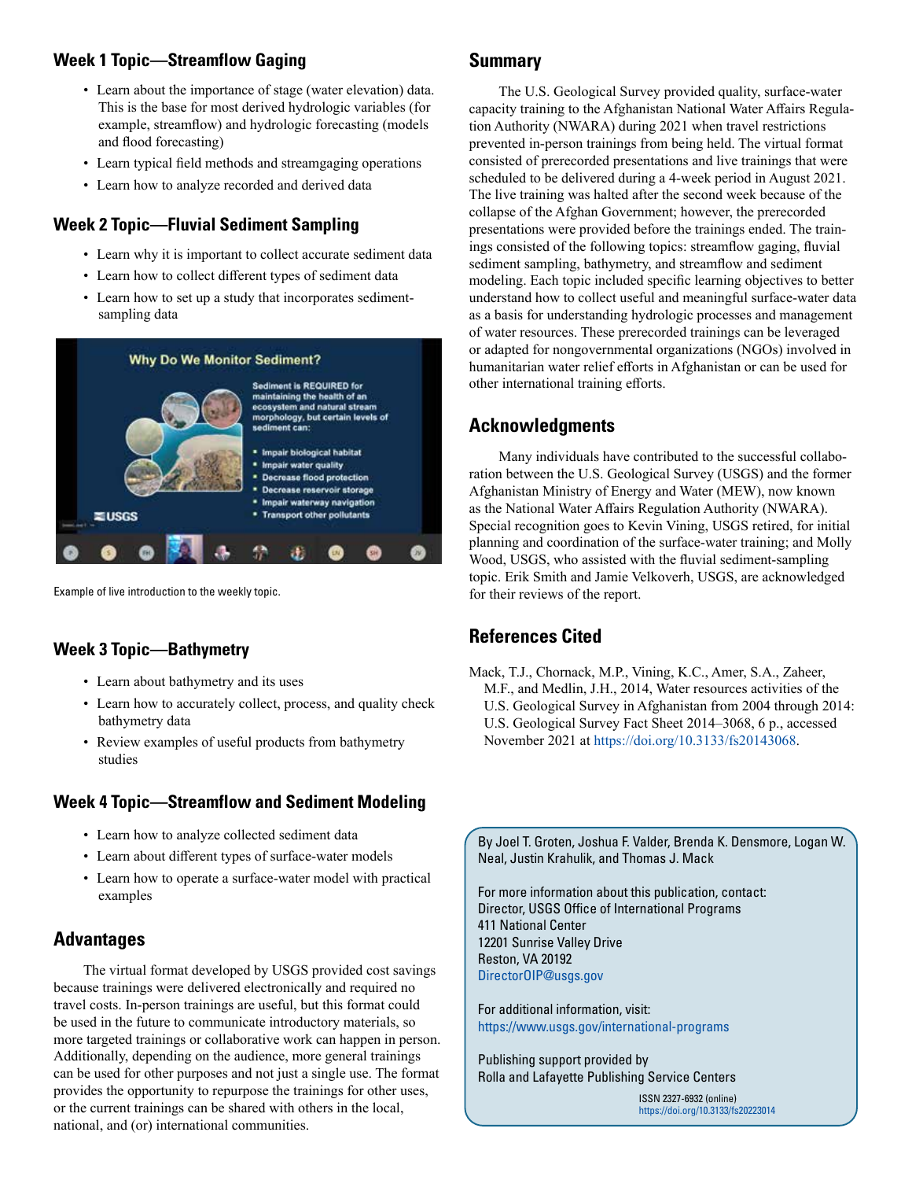## Week 1 Topic—Streamflow Gaging

- Learn about the importance of stage (water elevation) data. This is the base for most derived hydrologic variables (for example, streamflow) and hydrologic forecasting (models and flood forecasting)
- Learn typical field methods and streamgaging operations
- Learn how to analyze recorded and derived data

## Week 2 Topic—Fluvial Sediment Sampling

- Learn why it is important to collect accurate sediment data
- Learn how to collect different types of sediment data
- Learn how to set up a study that incorporates sediment-sampling data

Example of live introduction to the weekly topic.

## Week 3 Topic—Bathymetry

- Learn about bathymetry and its uses
- Learn how to accurately collect, process, and quality check bathymetry data
- Review examples of useful products from bathymetry studies

## Week 4 Topic—Streamflow and Sediment Modeling

- Learn how to analyze collected sediment data
- Learn about different types of surface-water models
- Learn how to operate a surface-water model with practical examples

## Advantages

The virtual format developed by USGS provided cost savings because trainings were delivered electronically and required no travel costs. In-person trainings are useful, but this format could be used in the future to communicate introductory materials, so more targeted trainings or collaborative work can happen in person. Additionally, depending on the audience, more general trainings can be used for other purposes and not just a single use. The format provides the opportunity to repurpose the trainings for other uses, or the current trainings can be shared with others in the local, national, and (or) international communities.

## Summary

The U.S. Geological Survey provided quality, surface-water capacity training to the Afghanistan National Water Affairs Regulation Authority (NWARA) during 2021 when travel restrictions prevented in-person trainings from being held. The virtual format consisted of prerecorded presentations and live trainings that were scheduled to be delivered during a 4-week period in August 2021. The live training was halted after the second week because of the collapse of the Afghan Government; however, the prerecorded presentations were provided before the trainings ended. The trainings consisted of the following topics: streamflow gaging, fluvial sediment sampling, bathymetry, and streamflow and sediment modeling. Each topic included specific learning objectives to better understand how to collect useful and meaningful surface-water data as a basis for understanding hydrologic processes and management of water resources. These prerecorded trainings can be leveraged or adapted for nongovernmental organizations (NGOs) involved in humanitarian water relief efforts in Afghanistan or can be used for other international training efforts.

## Acknowledgments

Many individuals have contributed to the successful collaboration between the U.S. Geological Survey (USGS) and the former Afghanistan Ministry of Energy and Water (MEW), now known as the National Water Affairs Regulation Authority (NWARA). Special recognition goes to Kevin Vining, USGS retired, for initial planning and coordination of the surface-water training; and Molly Wood, USGS, who assisted with the fluvial sediment-sampling topic. Erik Smith and Jamie Velkoverh, USGS, are acknowledged for their reviews of the report.

## References Cited

Mack, T.J., Chornack, M.P., Vining, K.C., Amer, S.A., Zaheer, M.F., and Medlin, J.H., 2014, Water resources activities of the U.S. Geological Survey in Afghanistan from 2004 through 2014: U.S. Geological Survey Fact Sheet 2014–3068, 6 p., accessed November 2021 at https://doi.org/10.3133/fs20143068.

By Joel T. Groten, Joshua F. Valder, Brenda K. Densmore, Logan W. Neal, Justin Krahulik, and Thomas J. Mack

For more information about this publication, contact:
Director, USGS Office of International Programs
411 National Center
12201 Sunrise Valley Drive
Reston, VA 20192
DirectorOIP@usgs.gov

For additional information, visit:
https://www.usgs.gov/international-programs

Publishing support provided by
Rolla and Lafayette Publishing Service Centers

ISSN 2327-6932 (online)
https://doi.org/10.3133/fs20223014